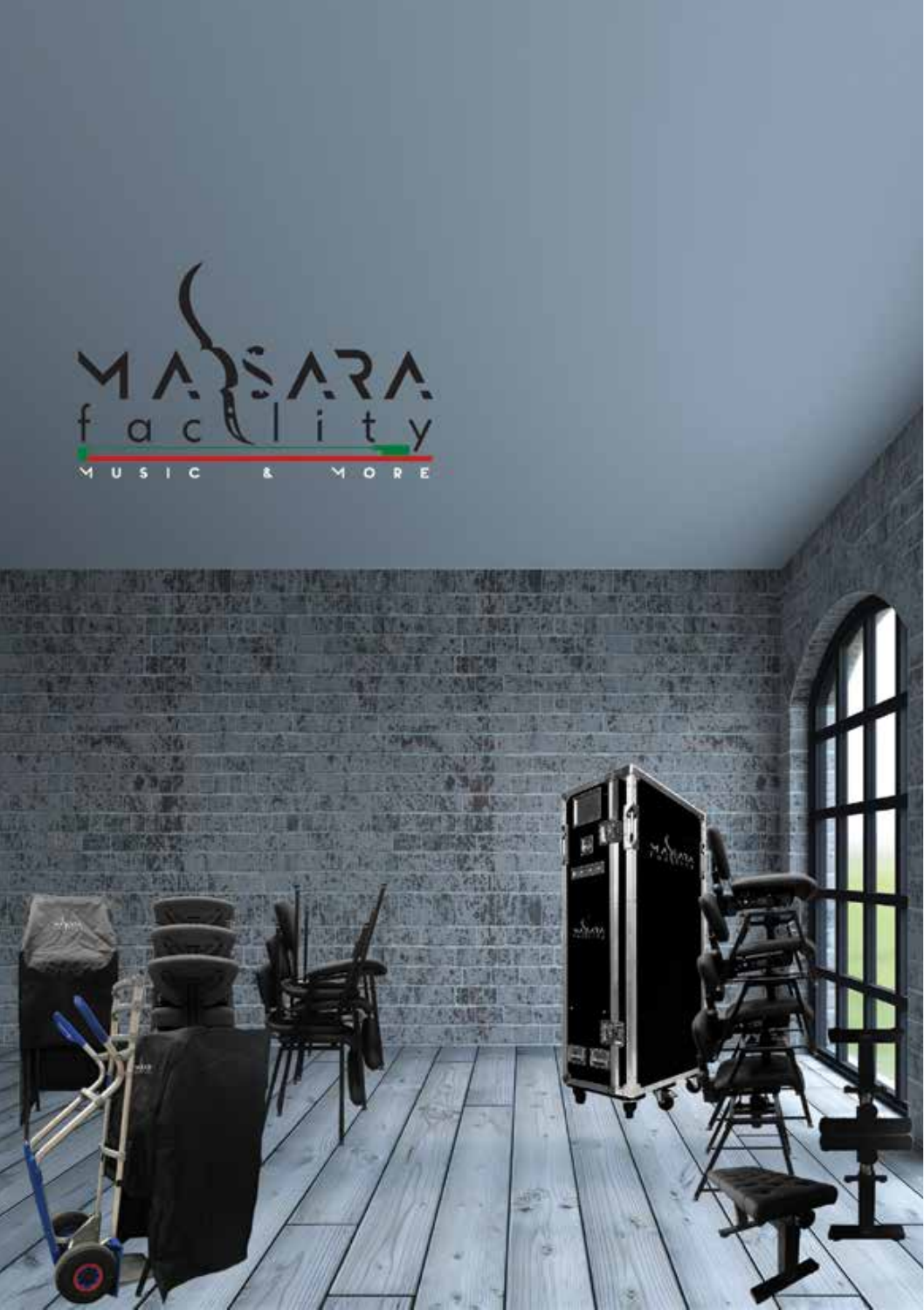MASARA facility

MUSIC & MORE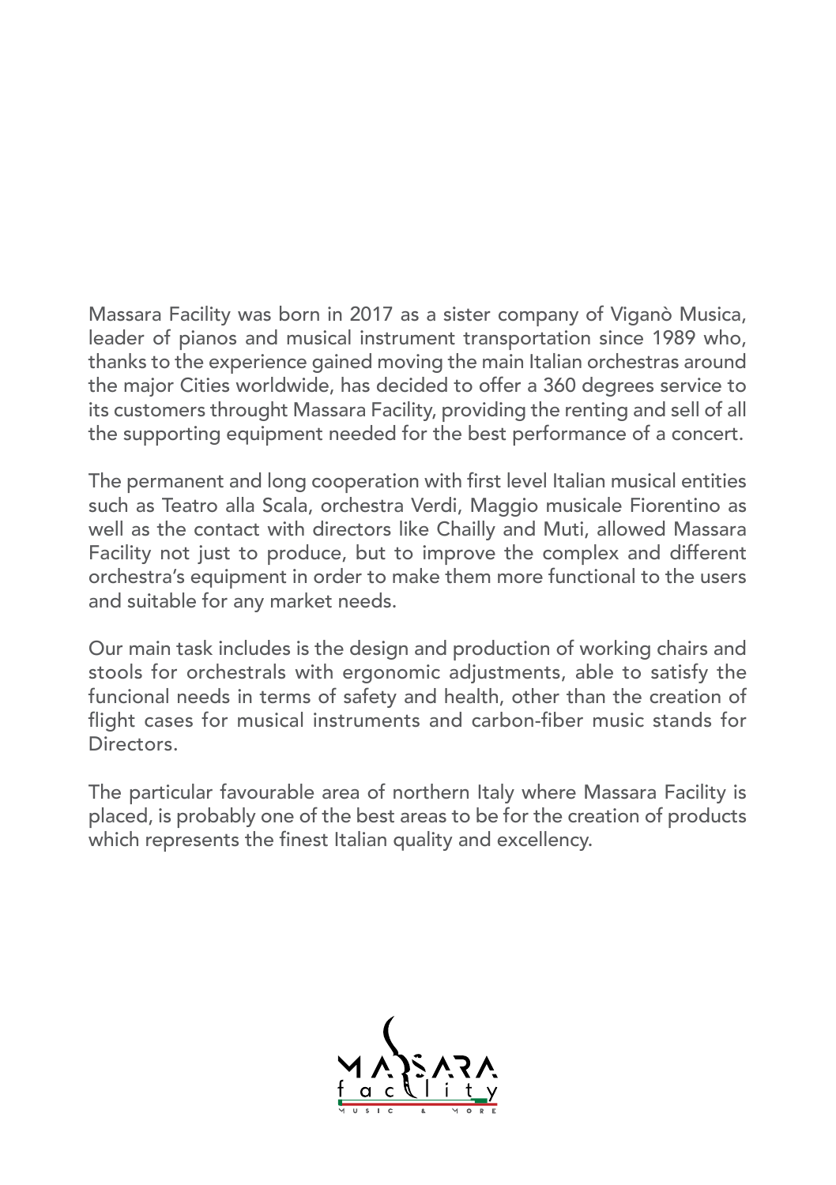Massara Facility was born in 2017 as a sister company of Viganò Musica, leader of pianos and musical instrument transportation since 1989 who, thanks to the experience gained moving the main Italian orchestras around the major Cities worldwide, has decided to offer a 360 degrees service to its customers throught Massara Facility, providing the renting and sell of all the supporting equipment needed for the best performance of a concert.

The permanent and long cooperation with first level Italian musical entities such as Teatro alla Scala, orchestra Verdi, Maggio musicale Fiorentino as well as the contact with directors like Chailly and Muti, allowed Massara Facility not just to produce, but to improve the complex and different orchestra's equipment in order to make them more functional to the users and suitable for any market needs.

Our main task includes is the design and production of working chairs and stools for orchestrals with ergonomic adjustments, able to satisfy the funcional needs in terms of safety and health, other than the creation of flight cases for musical instruments and carbon-fiber music stands for Directors.

The particular favourable area of northern Italy where Massara Facility is placed, is probably one of the best areas to be for the creation of products which represents the finest Italian quality and excellency.

MASSARA facility MUSIC & MORE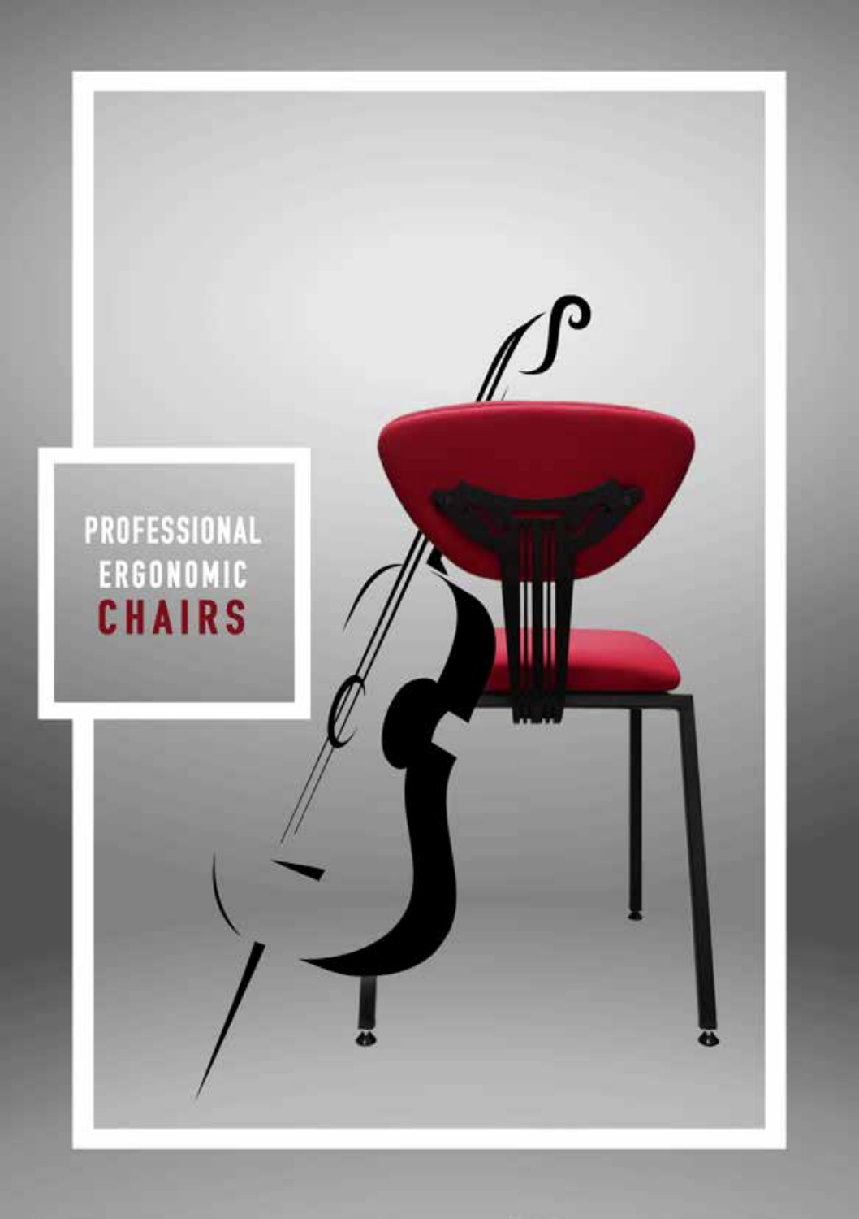PROFESSIONAL
ERGONOMIC
**CHAIRS**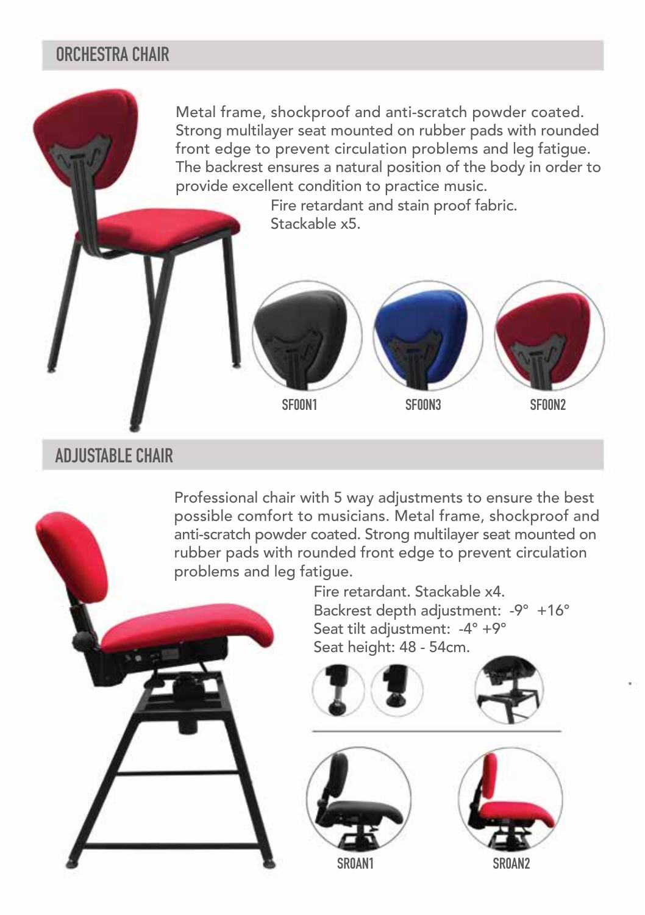## ORCHESTRA CHAIR

Metal frame, shockproof and anti-scratch powder coated. Strong multilayer seat mounted on rubber pads with rounded front edge to prevent circulation problems and leg fatigue. The backrest ensures a natural position of the body in order to provide excellent condition to practice music.

Fire retardant and stain proof fabric.
Stackable x5.

SF00N1 SF00N3 SF00N2

## ADJUSTABLE CHAIR

Professional chair with 5 way adjustments to ensure the best possible comfort to musicians. Metal frame, shockproof and anti-scratch powder coated. Strong multilayer seat mounted on rubber pads with rounded front edge to prevent circulation problems and leg fatigue.

Fire retardant. Stackable x4.
Backrest depth adjustment: -9° +16°
Seat tilt adjustment: -4° +9°
Seat height: 48 - 54cm.

SR0AN1 SR0AN2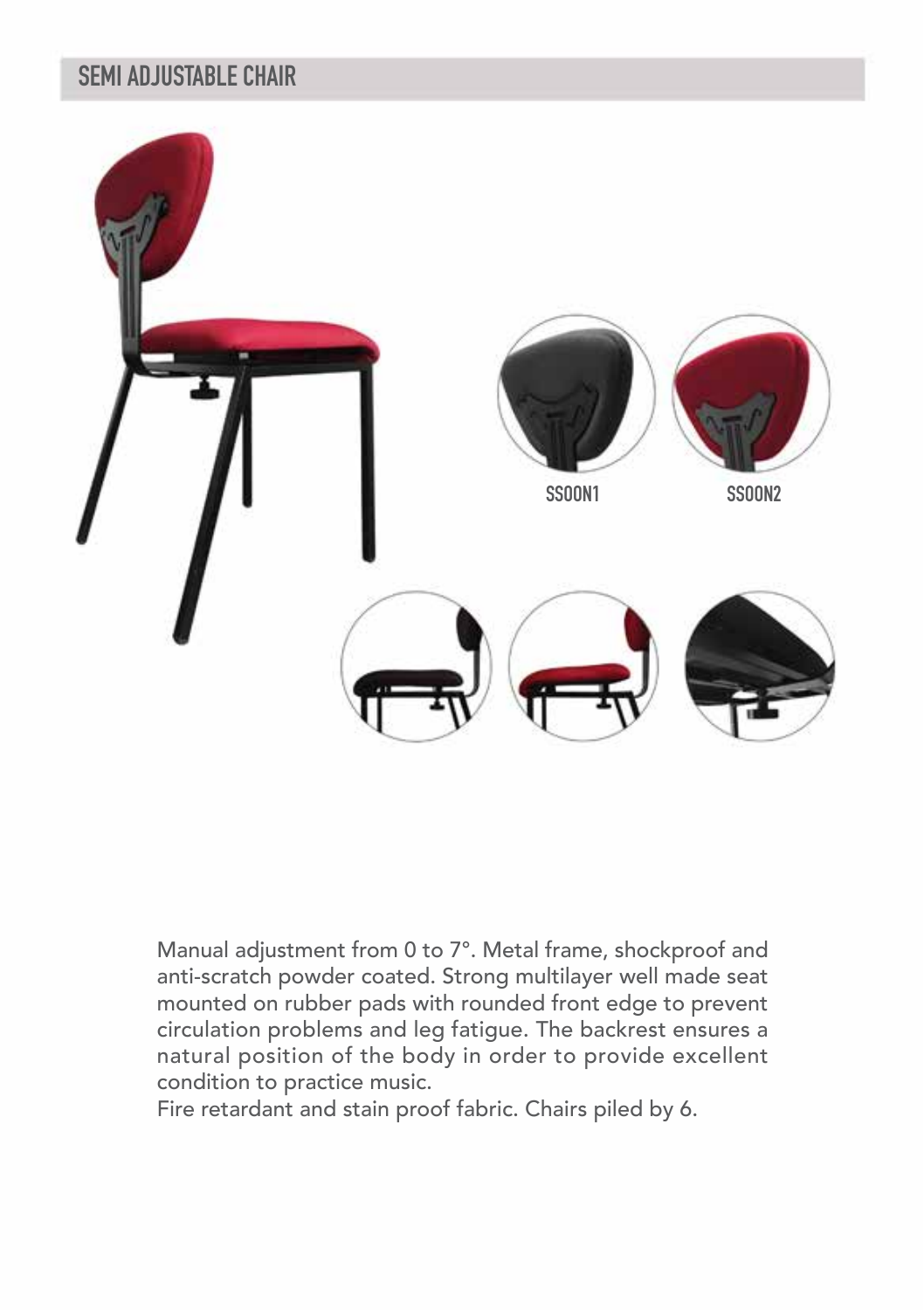## SEMI ADJUSTABLE CHAIR

SSOON1

SSOON2

Manual adjustment from 0 to 7°. Metal frame, shockproof and anti-scratch powder coated. Strong multilayer well made seat mounted on rubber pads with rounded front edge to prevent circulation problems and leg fatigue. The backrest ensures a natural position of the body in order to provide excellent condition to practice music.
Fire retardant and stain proof fabric. Chairs piled by 6.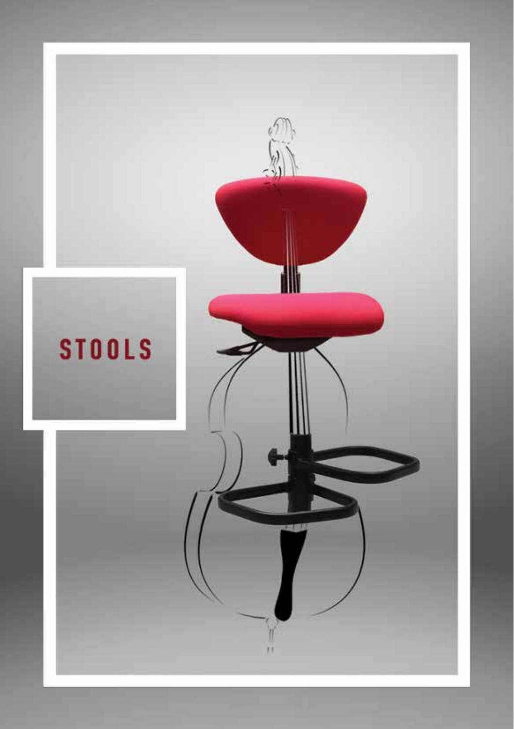# STOOLS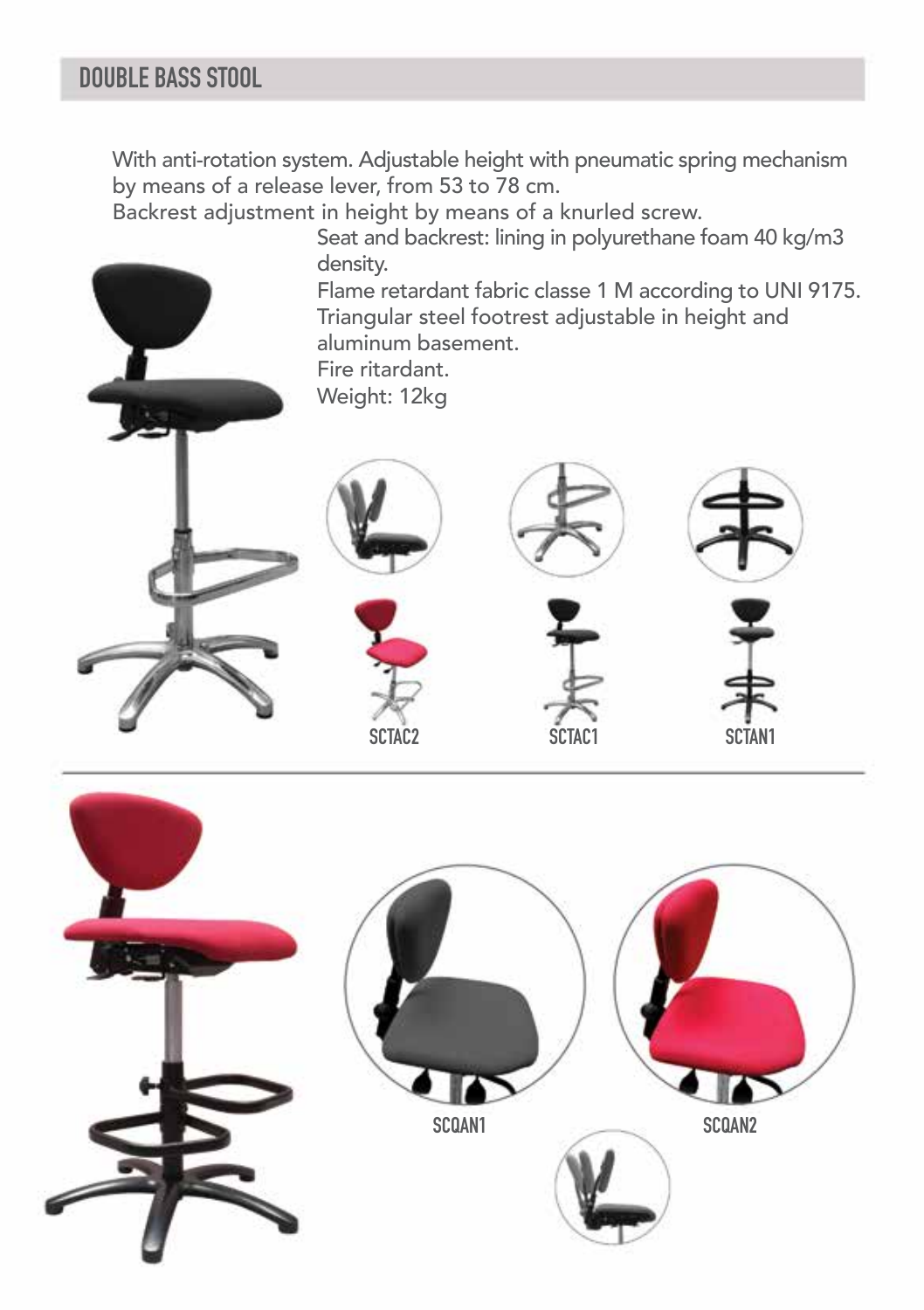## DOUBLE BASS STOOL

With anti-rotation system. Adjustable height with pneumatic spring mechanism by means of a release lever, from 53 to 78 cm.
Backrest adjustment in height by means of a knurled screw.
Seat and backrest: lining in polyurethane foam 40 kg/m3 density.
Flame retardant fabric classe 1 M according to UNI 9175.
Triangular steel footrest adjustable in height and aluminum basement.
Fire ritardant.
Weight: 12kg

SCTAC2

SCTAC1

SCTAN1

SCQAN1

SCQAN2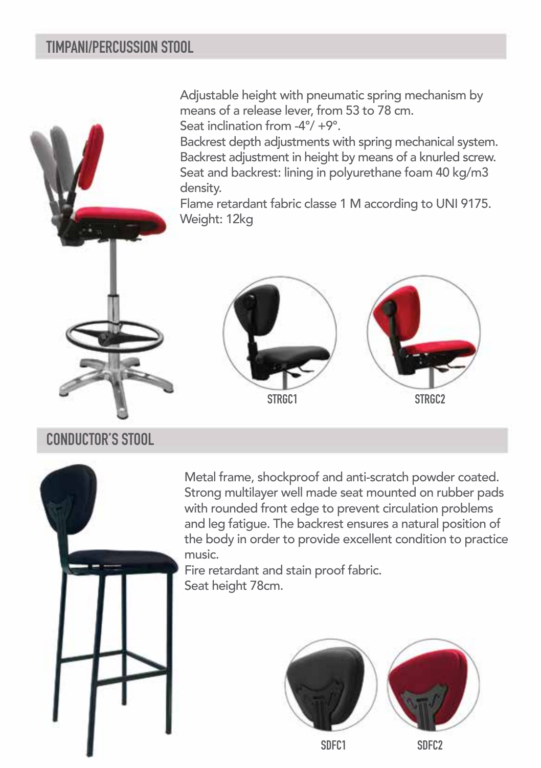## TIMPANI/PERCUSSION STOOL

Adjustable height with pneumatic spring mechanism by means of a release lever, from 53 to 78 cm.
Seat inclination from -4°/ +9°.
Backrest depth adjustments with spring mechanical system.
Backrest adjustment in height by means of a knurled screw.
Seat and backrest: lining in polyurethane foam 40 kg/m3 density.
Flame retardant fabric classe 1 M according to UNI 9175.
Weight: 12kg

STRGC1

STRGC2

## CONDUCTOR'S STOOL

Metal frame, shockproof and anti-scratch powder coated. Strong multilayer well made seat mounted on rubber pads with rounded front edge to prevent circulation problems and leg fatigue. The backrest ensures a natural position of the body in order to provide excellent condition to practice music.
Fire retardant and stain proof fabric.
Seat height 78cm.

SDFC1

SDFC2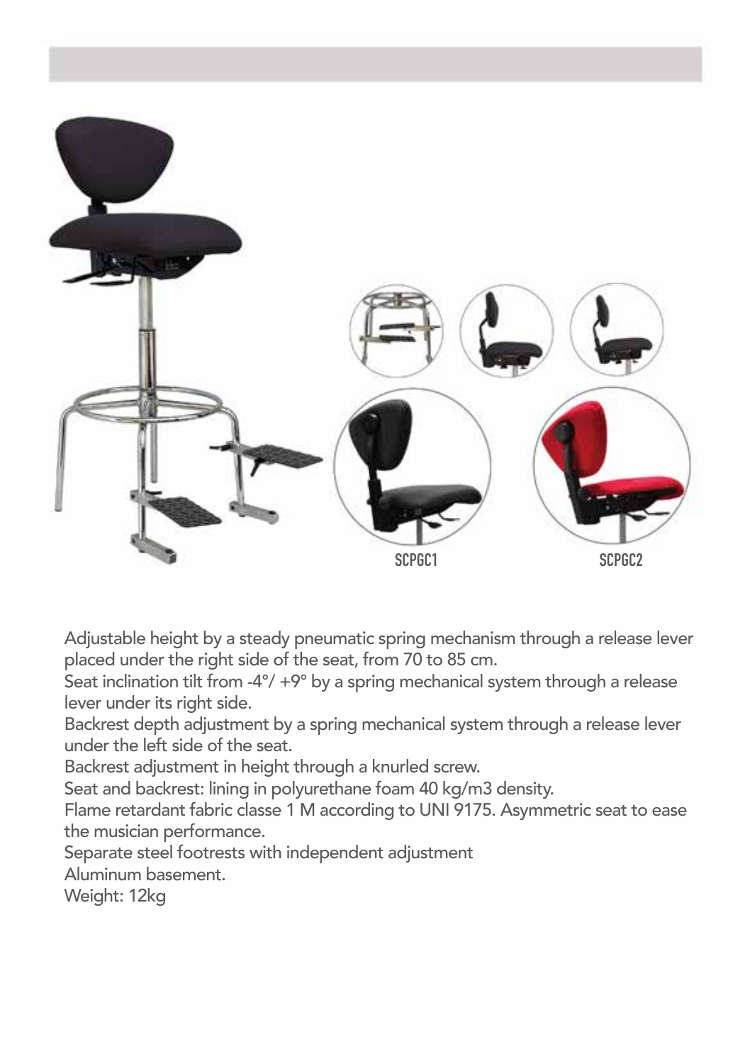SCPGC1

SCPGC2

Adjustable height by a steady pneumatic spring mechanism through a release lever placed under the right side of the seat, from 70 to 85 cm.
Seat inclination tilt from -4°/ +9° by a spring mechanical system through a release lever under its right side.
Backrest depth adjustment by a spring mechanical system through a release lever under the left side of the seat.
Backrest adjustment in height through a knurled screw.
Seat and backrest: lining in polyurethane foam 40 kg/m3 density.
Flame retardant fabric classe 1 M according to UNI 9175. Asymmetric seat to ease the musician performance.
Separate steel footrests with independent adjustment
Aluminum basement.
Weight: 12kg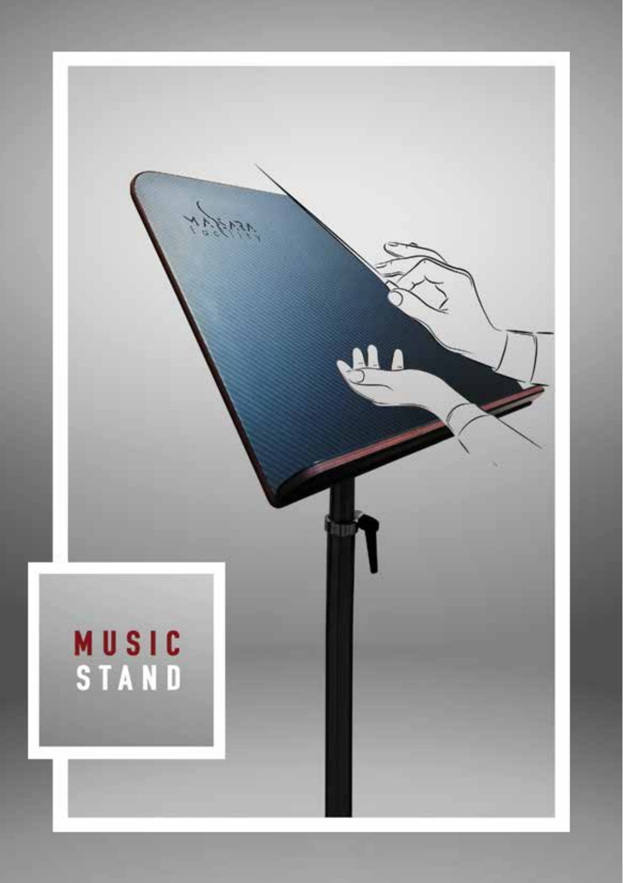# MUSIC STAND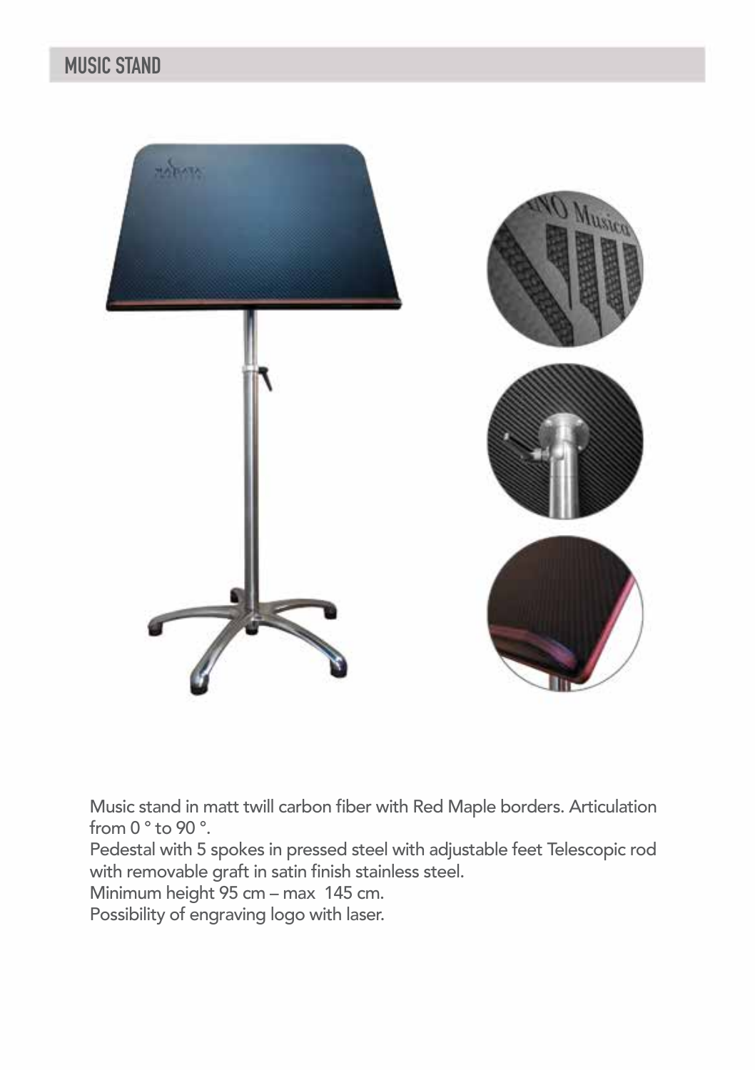# MUSIC STAND

Music stand in matt twill carbon fiber with Red Maple borders. Articulation from 0 ° to 90 °.
Pedestal with 5 spokes in pressed steel with adjustable feet Telescopic rod with removable graft in satin finish stainless steel.
Minimum height 95 cm – max 145 cm.
Possibility of engraving logo with laser.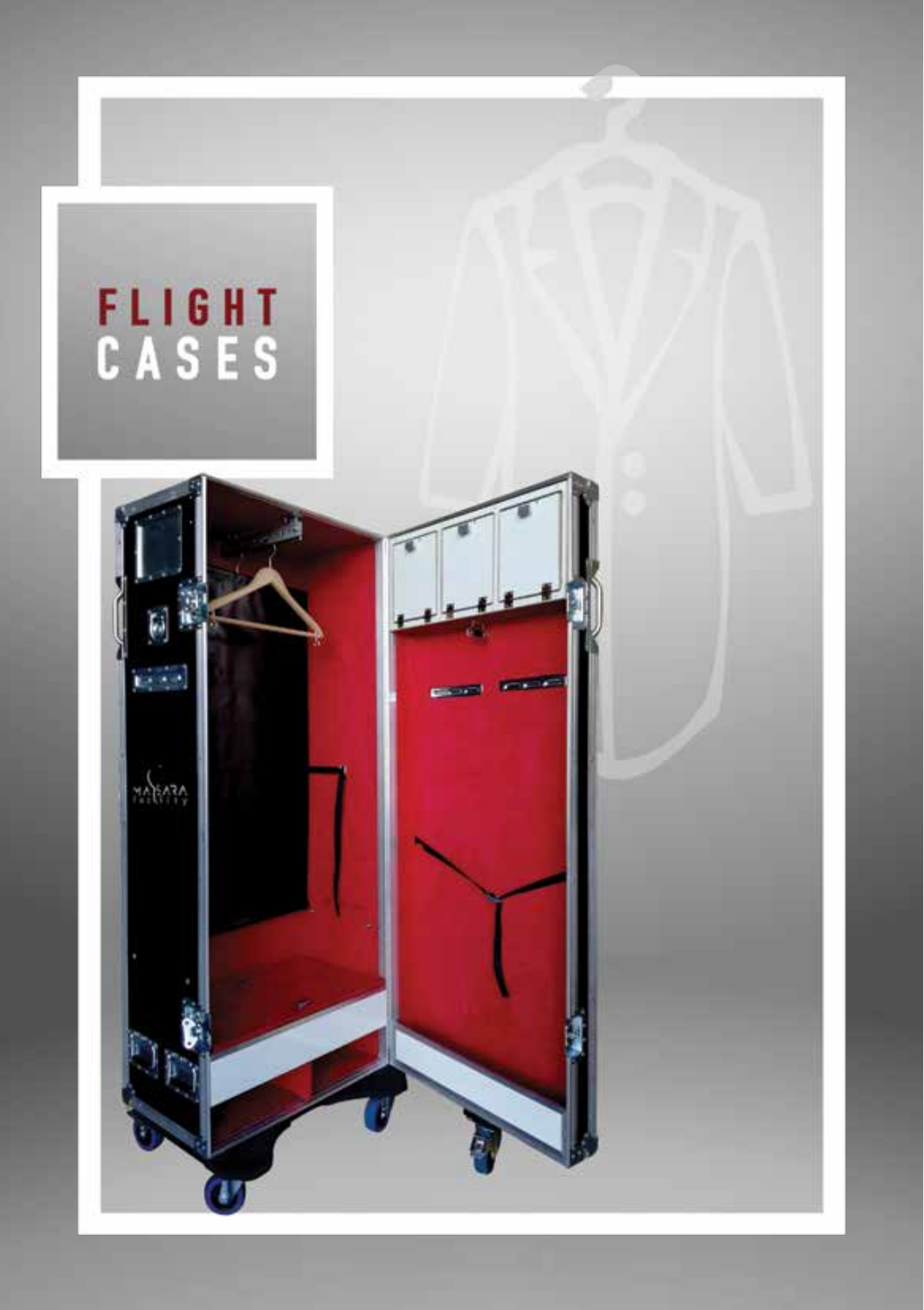# FLIGHT CASES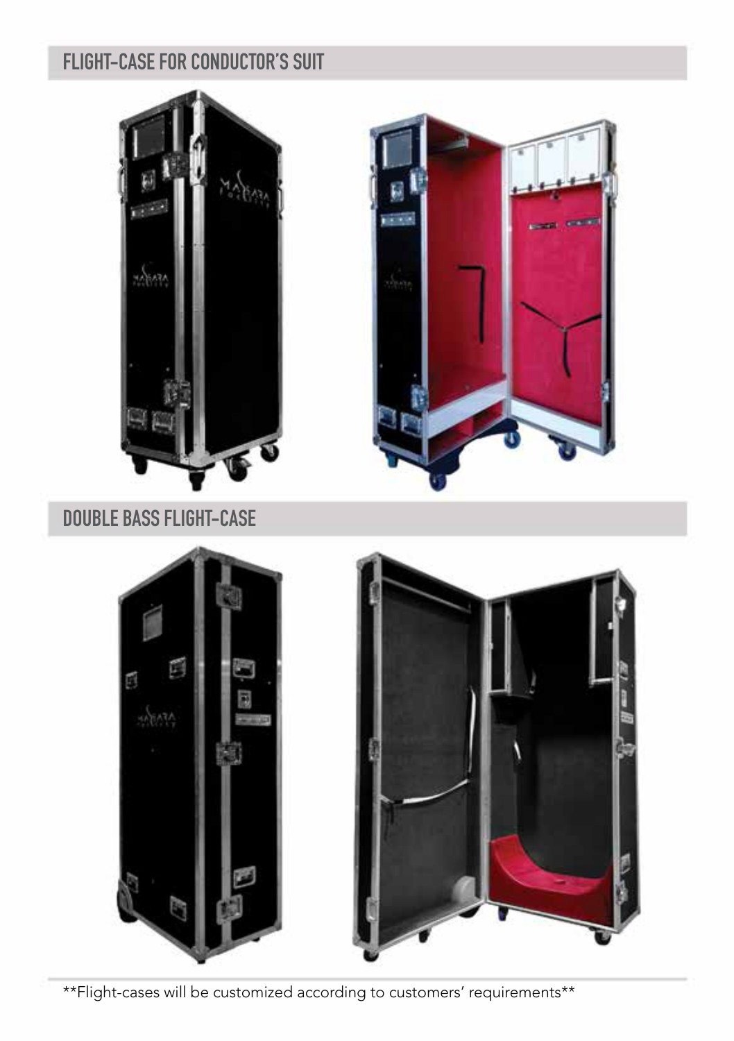## FLIGHT-CASE FOR CONDUCTOR'S SUIT

## DOUBLE BASS FLIGHT-CASE

**Flight-cases will be customized according to customers' requirements**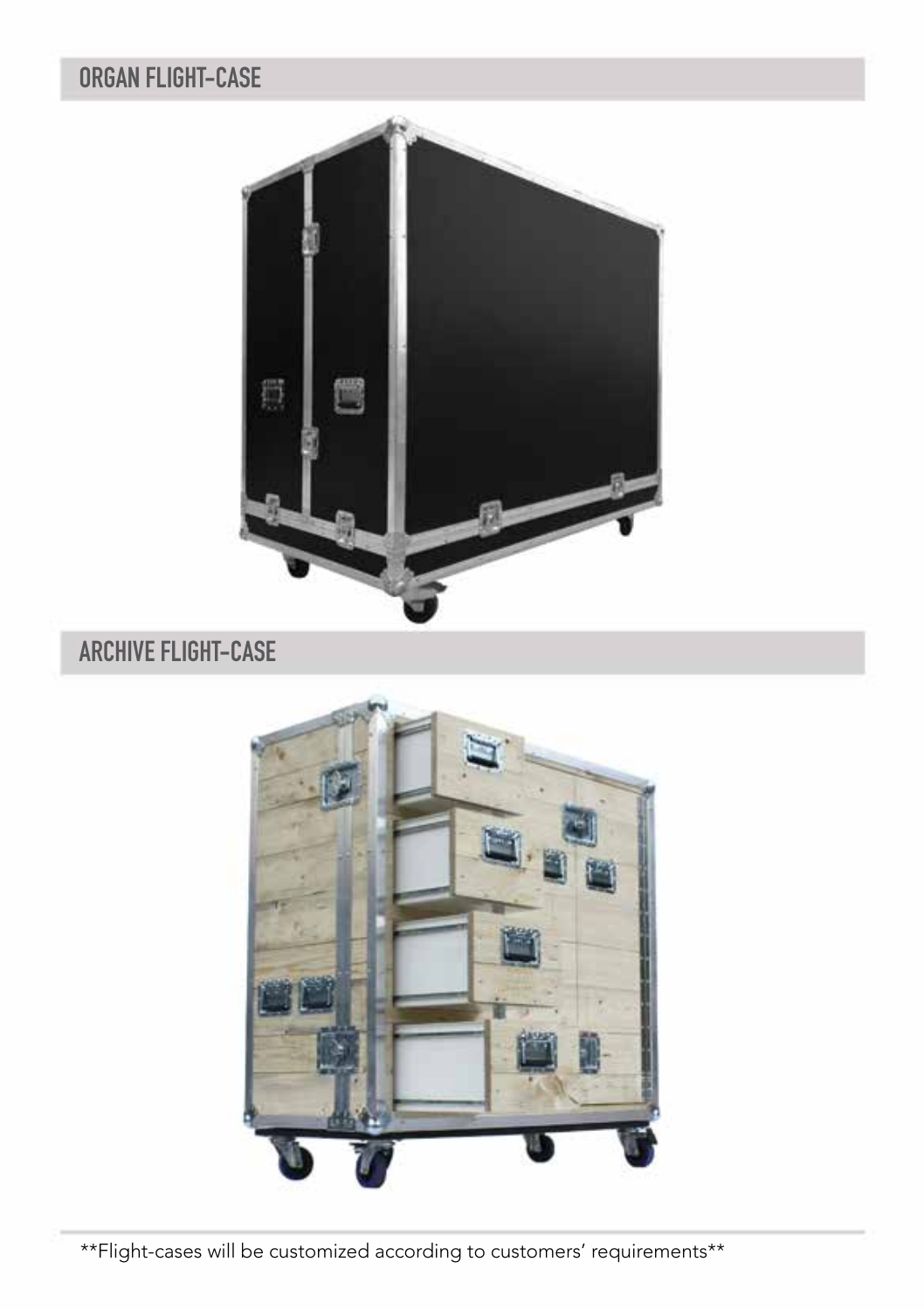## ORGAN FLIGHT-CASE

## ARCHIVE FLIGHT-CASE

**Flight-cases will be customized according to customers' requirements**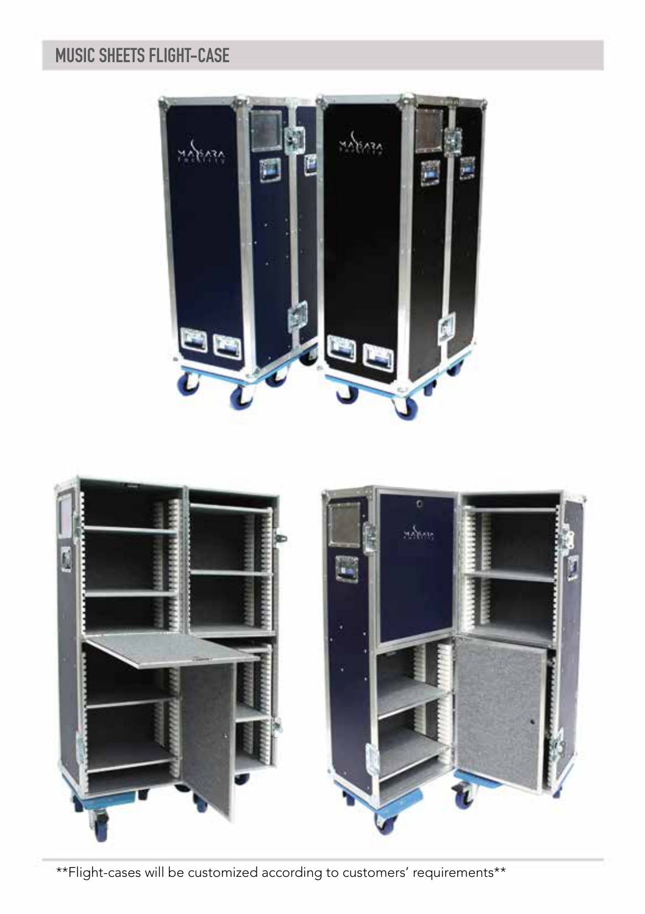## MUSIC SHEETS FLIGHT-CASE

**Flight-cases will be customized according to customers' requirements**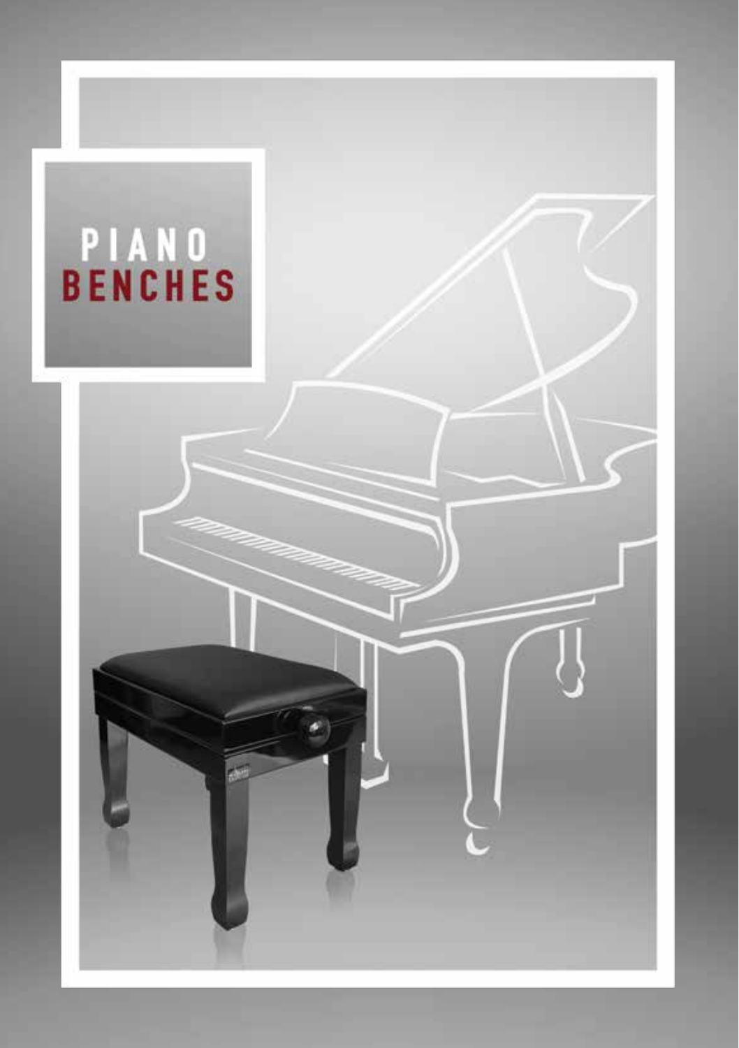# PIANO BENCHES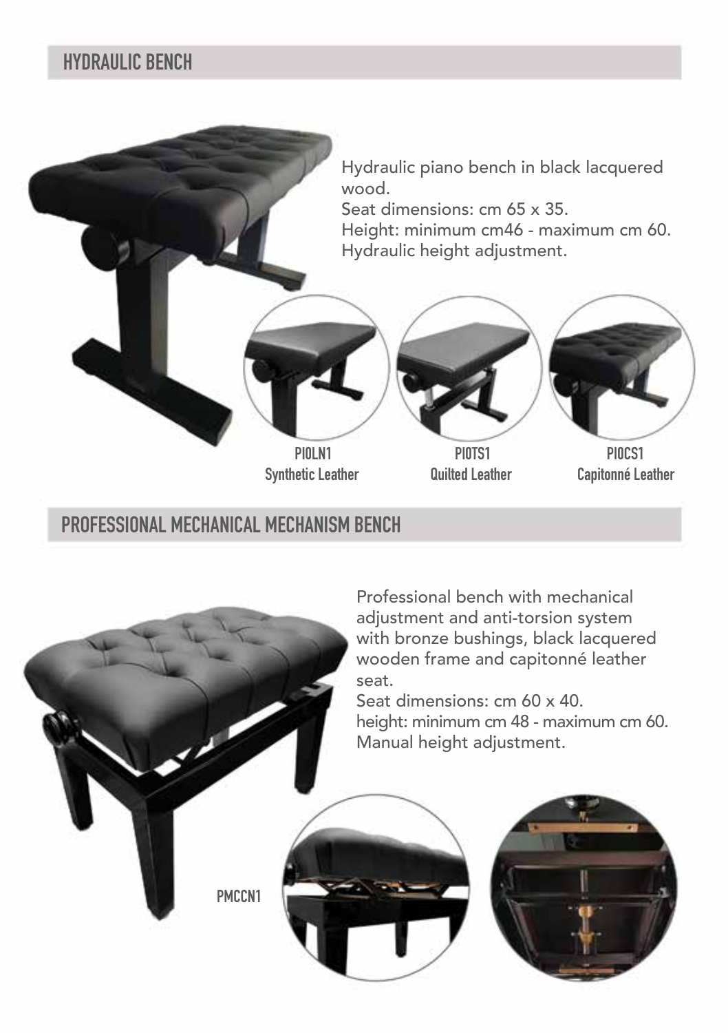## HYDRAULIC BENCH

Hydraulic piano bench in black lacquered wood.
Seat dimensions: cm 65 x 35.
Height: minimum cm46 - maximum cm 60.
Hydraulic height adjustment.

PIOLN1
Synthetic Leather

PIOTS1
Quilted Leather

PIOCS1
Capitonné Leather

## PROFESSIONAL MECHANICAL MECHANISM BENCH

Professional bench with mechanical adjustment and anti-torsion system with bronze bushings, black lacquered wooden frame and capitonné leather seat.
Seat dimensions: cm 60 x 40.
height: minimum cm 48 - maximum cm 60.
Manual height adjustment.

PMCCN1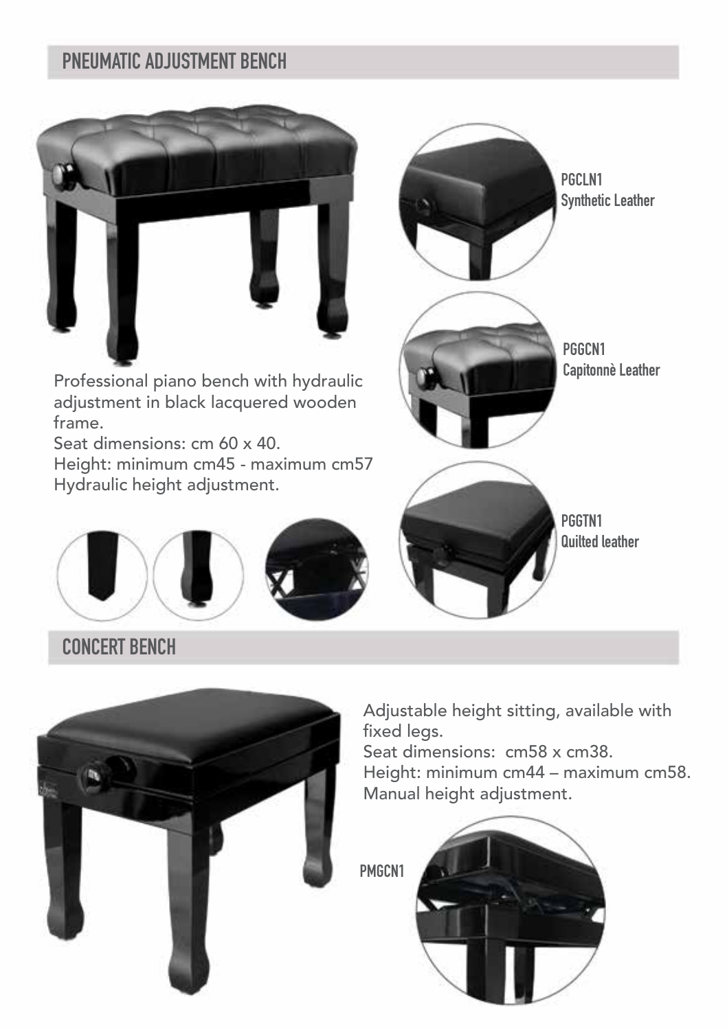## PNEUMATIC ADJUSTMENT BENCH

Professional piano bench with hydraulic adjustment in black lacquered wooden frame.
Seat dimensions: cm 60 x 40.
Height: minimum cm45 - maximum cm57
Hydraulic height adjustment.

**PGCLN1**
Synthetic Leather

**PGGCN1**
Capitonnè Leather

**PGGTN1**
Quilted leather

## CONCERT BENCH

Adjustable height sitting, available with fixed legs.
Seat dimensions: cm58 x cm38.
Height: minimum cm44 – maximum cm58.
Manual height adjustment.

**PMGCN1**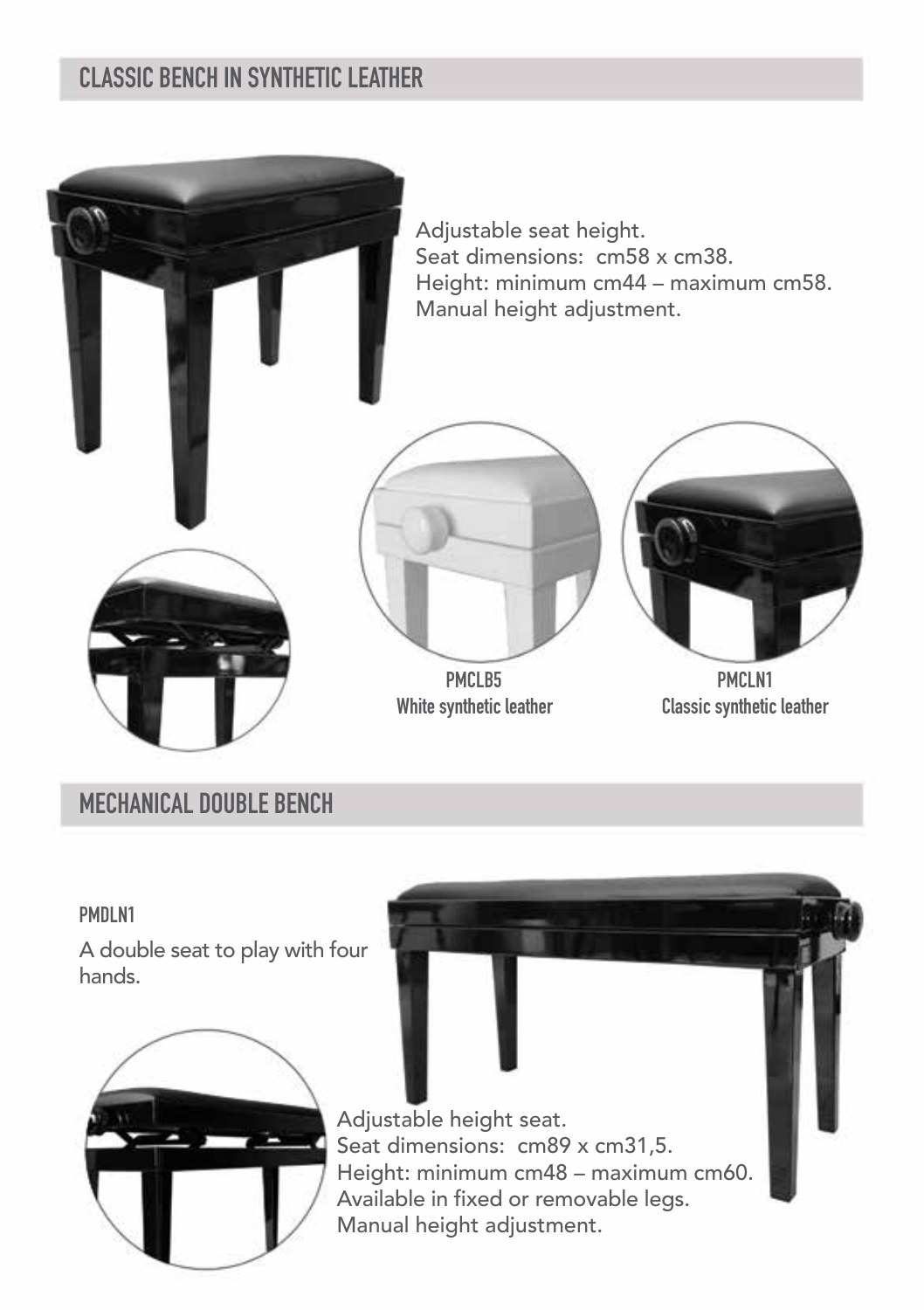## CLASSIC BENCH IN SYNTHETIC LEATHER

Adjustable seat height.
Seat dimensions: cm58 x cm38.
Height: minimum cm44 – maximum cm58.
Manual height adjustment.

**PMCLB5**
**White synthetic leather**

**PMCLN1**
**Classic synthetic leather**

## MECHANICAL DOUBLE BENCH

**PMDLN1**

A double seat to play with four hands.

Adjustable height seat.
Seat dimensions: cm89 x cm31,5.
Height: minimum cm48 – maximum cm60.
Available in fixed or removable legs.
Manual height adjustment.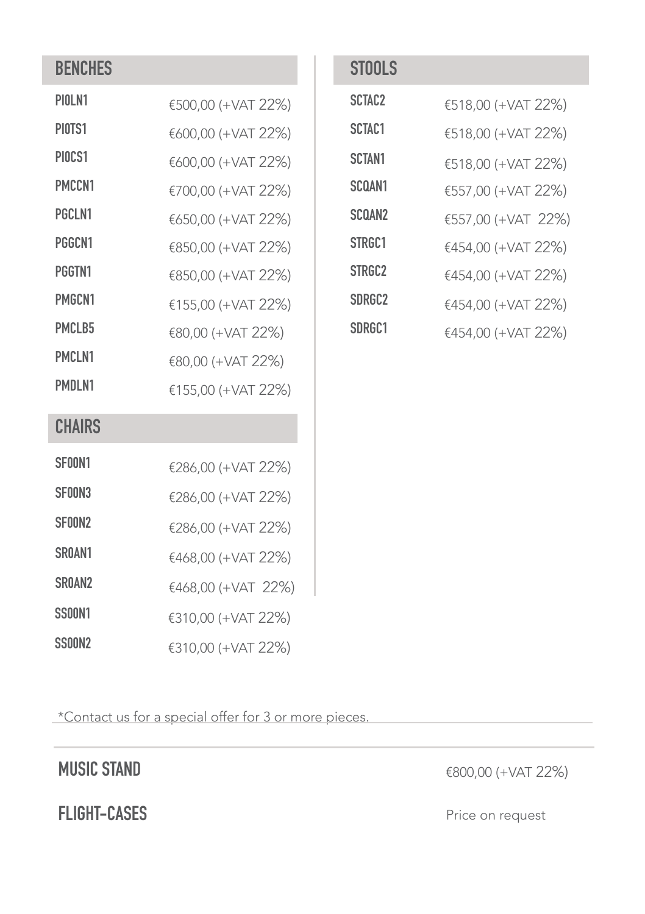## BENCHES

| | |
|---|---|
| PIOLN1 | €500,00 (+VAT 22%) |
| PIOTS1 | €600,00 (+VAT 22%) |
| PIOCS1 | €600,00 (+VAT 22%) |
| PMCCN1 | €700,00 (+VAT 22%) |
| PGCLN1 | €650,00 (+VAT 22%) |
| PGGCN1 | €850,00 (+VAT 22%) |
| PGGTN1 | €850,00 (+VAT 22%) |
| PMGCN1 | €155,00 (+VAT 22%) |
| PMCLB5 | €80,00 (+VAT 22%) |
| PMCLN1 | €80,00 (+VAT 22%) |
| PMDLN1 | €155,00 (+VAT 22%) |

## CHAIRS

| | |
|---|---|
| SFOON1 | €286,00 (+VAT 22%) |
| SFOON3 | €286,00 (+VAT 22%) |
| SFOON2 | €286,00 (+VAT 22%) |
| SROAN1 | €468,00 (+VAT 22%) |
| SROAN2 | €468,00 (+VAT 22%) |
| SSOON1 | €310,00 (+VAT 22%) |
| SSOON2 | €310,00 (+VAT 22%) |

## STOOLS

| | |
|---|---|
| SCTAC2 | €518,00 (+VAT 22%) |
| SCTAC1 | €518,00 (+VAT 22%) |
| SCTAN1 | €518,00 (+VAT 22%) |
| SCQAN1 | €557,00 (+VAT 22%) |
| SCQAN2 | €557,00 (+VAT 22%) |
| STRGC1 | €454,00 (+VAT 22%) |
| STRGC2 | €454,00 (+VAT 22%) |
| SDRGC2 | €454,00 (+VAT 22%) |
| SDRGC1 | €454,00 (+VAT 22%) |

*Contact us for a special offer for 3 or more pieces.

## MUSIC STAND

€800,00 (+VAT 22%)

## FLIGHT-CASES

Price on request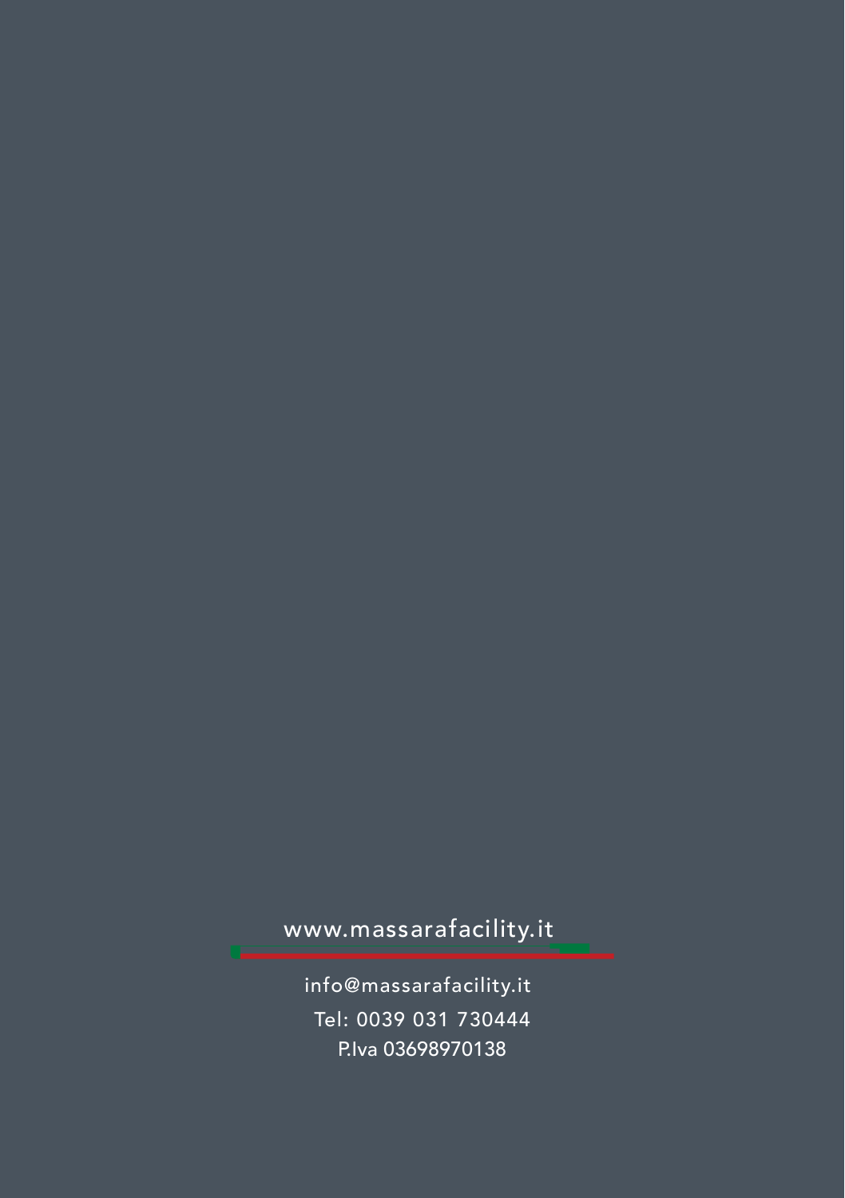www.massarafacility.it

info@massarafacility.it

Tel: 0039 031 730444

P.Iva 03698970138